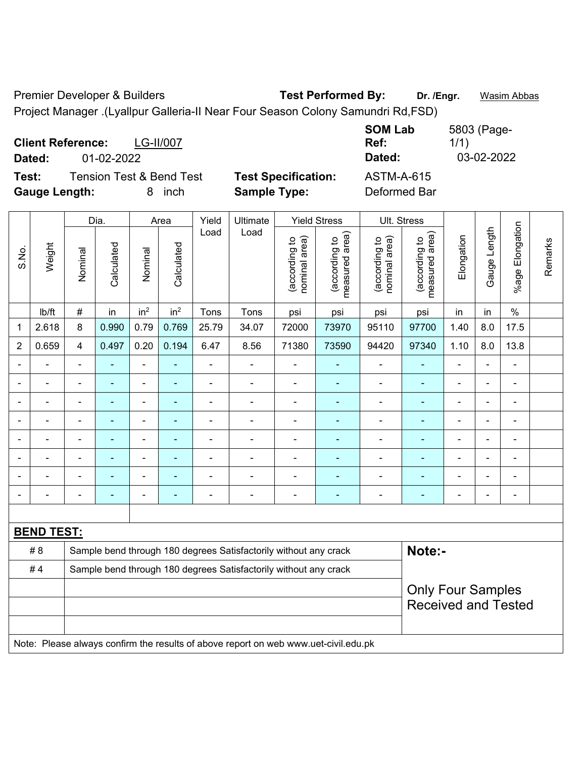Premier Developer & Builders **Test Performed By:** **Dr. /Engr.** Wasim Abbas

Project Manager .(Lyallpur Galleria-II Near Four Season Colony Samundri Rd,FSD)

**Client Reference:** LG-II/007 **SOM Lab Ref:** 5803 (Page-1/1)

**Dated:** 01-02-2022 **Dated:** 03-02-2022

**Test:** Tension Test & Bend Test **Test Specification:** ASTM-A-615

**Gauge Length:** 8 inch **Sample Type:** Deformed Bar

| S.No. | Weight | Dia. | | Area | | Yield Load | Ultimate Load | Yield Stress | | Ult. Stress | | Elongation | Gauge Length | %age Elongation | Remarks |
|---|---|---|---|---|---|---|---|---|---|---|---|---|---|---|---|
| | | Nominal | Calculated | Nominal | Calculated | | | (according to nominal area) | (according to measured area) | (according to nominal area) | (according to measured area) | | | | |
| | lb/ft | # | in | in² | in² | Tons | Tons | psi | psi | psi | psi | in | in | % | |
| 1 | 2.618 | 8 | 0.990 | 0.79 | 0.769 | 25.79 | 34.07 | 72000 | 73970 | 95110 | 97700 | 1.40 | 8.0 | 17.5 | |
| 2 | 0.659 | 4 | 0.497 | 0.20 | 0.194 | 6.47 | 8.56 | 71380 | 73590 | 94420 | 97340 | 1.10 | 8.0 | 13.8 | |
| - | - | - | - | - | - | - | - | - | - | - | - | - | - | - | |
| - | - | - | - | - | - | - | - | - | - | - | - | - | - | - | |
| - | - | - | - | - | - | - | - | - | - | - | - | - | - | - | |
| - | - | - | - | - | - | - | - | - | - | - | - | - | - | - | |
| - | - | - | - | - | - | - | - | - | - | - | - | - | - | - | |
| - | - | - | - | - | - | - | - | - | - | - | - | - | - | - | |
| - | - | - | - | - | - | - | - | - | - | - | - | - | - | - | |
| - | - | - | - | - | - | - | - | - | - | - | - | - | - | - | |

**BEND TEST:**

| | | |
|---|---|---|
| # 8 | Sample bend through 180 degrees Satisfactorily without any crack | **Note:-** |
| # 4 | Sample bend through 180 degrees Satisfactorily without any crack | Only Four Samples Received and Tested |

Note: Please always confirm the results of above report on web www.uet-civil.edu.pk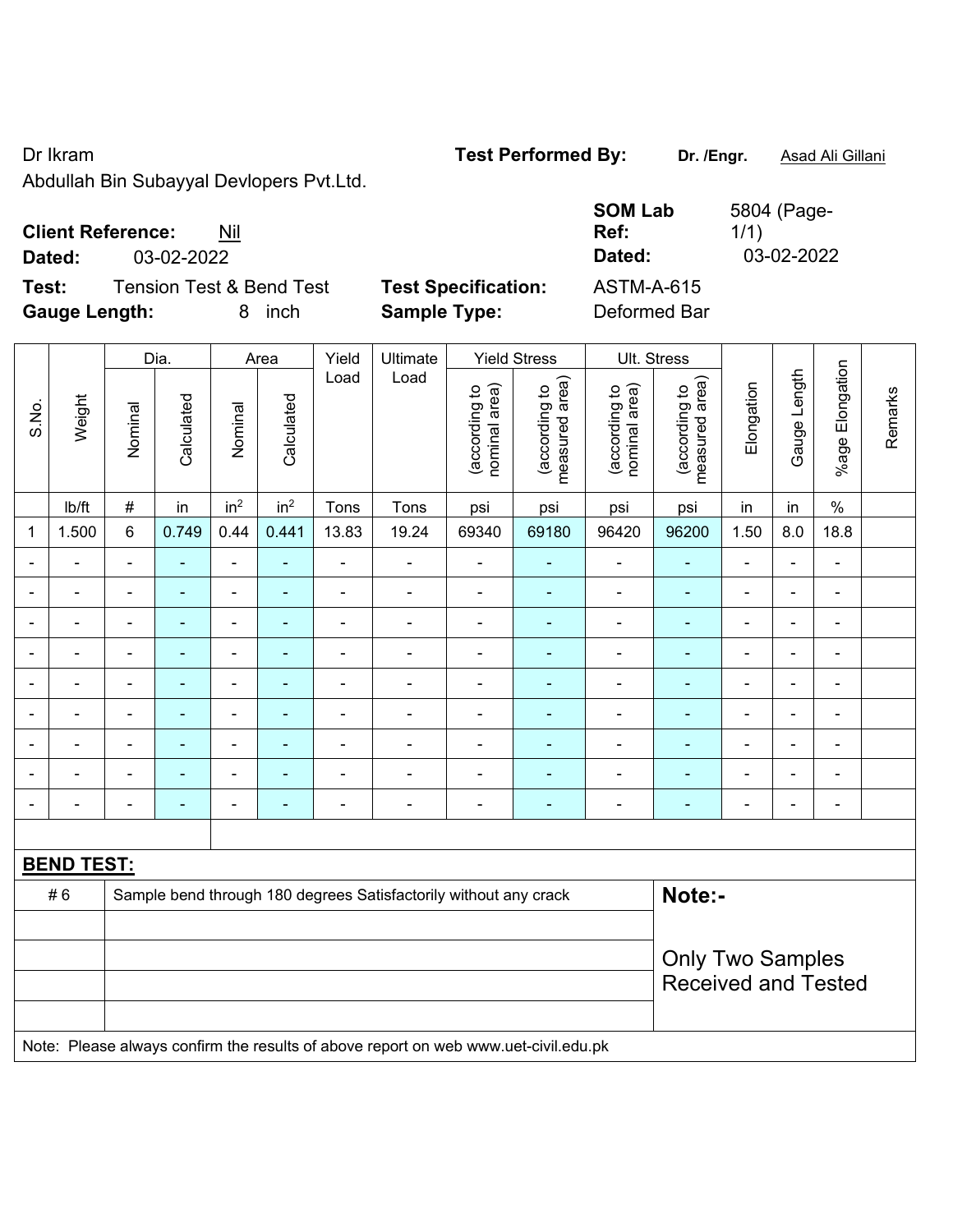Dr Ikram

Abdullah Bin Subayyal Devlopers Pvt.Ltd.

**Test Performed By:** **Dr. /Engr.** Asad Ali Gillani

**Client Reference:** Nil

**Dated:** 03-02-2022

**SOM Lab Ref:** 5804 (Page-1/1)

**Dated:** 03-02-2022

**Test:** Tension Test & Bend Test

**Test Specification:** ASTM-A-615

**Gauge Length:** 8 inch

**Sample Type:** Deformed Bar

| S.No. | Weight | Dia. | | Area | | Yield Load | Ultimate Load | Yield Stress | | Ult. Stress | | Elongation | Gauge Length | %age Elongation | Remarks |
|---|---|---|---|---|---|---|---|---|---|---|---|---|---|---|---|
| | | Nominal | Calculated | Nominal | Calculated | | | (according to nominal area) | (according to measured area) | (according to nominal area) | (according to measured area) | | | | |
| | lb/ft | # | in | $in^2$ | $in^2$ | Tons | Tons | psi | psi | psi | psi | in | in | % | |
| 1 | 1.500 | 6 | 0.749 | 0.44 | 0.441 | 13.83 | 19.24 | 69340 | 69180 | 96420 | 96200 | 1.50 | 8.0 | 18.8 | |
| - | - | - | - | - | - | - | - | - | - | - | - | - | - | - | |
| - | - | - | - | - | - | - | - | - | - | - | - | - | - | - | |
| - | - | - | - | - | - | - | - | - | - | - | - | - | - | - | |
| - | - | - | - | - | - | - | - | - | - | - | - | - | - | - | |
| - | - | - | - | - | - | - | - | - | - | - | - | - | - | - | |
| - | - | - | - | - | - | - | - | - | - | - | - | - | - | - | |
| - | - | - | - | - | - | - | - | - | - | - | - | - | - | - | |
| - | - | - | - | - | - | - | - | - | - | - | - | - | - | - | |
| - | - | - | - | - | - | - | - | - | - | - | - | - | - | - | |

**BEND TEST:**

| | |
|---|---|
| # 6 | Sample bend through 180 degrees Satisfactorily without any crack |

**Note:-**

Only Two Samples Received and Tested

Note: Please always confirm the results of above report on web www.uet-civil.edu.pk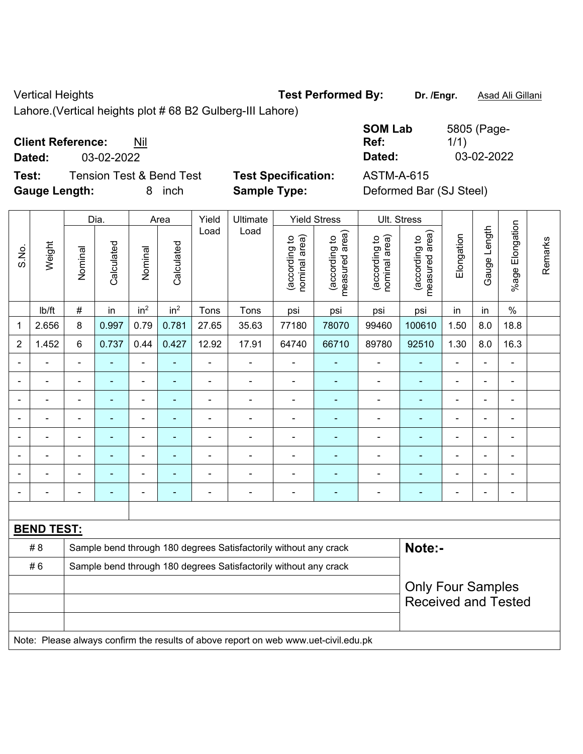Vertical Heights

Lahore.(Vertical heights plot # 68 B2 Gulberg-III Lahore)

**Test Performed By:** **Dr. /Engr.** Asad Ali Gillani

**Client Reference:** Nil

**Dated:** 03-02-2022

**SOM Lab Ref:** 5805 (Page-1/1)

**Dated:** 03-02-2022

**Test:** Tension Test & Bend Test

**Test Specification:** ASTM-A-615

**Gauge Length:** 8 inch

**Sample Type:** Deformed Bar (SJ Steel)

| S.No. | Weight | Dia. | | Area | | Yield Load | Ultimate Load | Yield Stress | | Ult. Stress | | Elongation | Gauge Length | %age Elongation | Remarks |
|---|---|---|---|---|---|---|---|---|---|---|---|---|---|---|---|
| | | Nominal | Calculated | Nominal | Calculated | | | (according to nominal area) | (according to measured area) | (according to nominal area) | (according to measured area) | | | | |
| | lb/ft | # | in | $in^2$ | $in^2$ | Tons | Tons | psi | psi | psi | psi | in | in | % | |
| 1 | 2.656 | 8 | 0.997 | 0.79 | 0.781 | 27.65 | 35.63 | 77180 | 78070 | 99460 | 100610 | 1.50 | 8.0 | 18.8 | |
| 2 | 1.452 | 6 | 0.737 | 0.44 | 0.427 | 12.92 | 17.91 | 64740 | 66710 | 89780 | 92510 | 1.30 | 8.0 | 16.3 | |
| - | - | - | - | - | - | - | - | - | - | - | - | - | - | - | |
| - | - | - | - | - | - | - | - | - | - | - | - | - | - | - | |
| - | - | - | - | - | - | - | - | - | - | - | - | - | - | - | |
| - | - | - | - | - | - | - | - | - | - | - | - | - | - | - | |
| - | - | - | - | - | - | - | - | - | - | - | - | - | - | - | |
| - | - | - | - | - | - | - | - | - | - | - | - | - | - | - | |
| - | - | - | - | - | - | - | - | - | - | - | - | - | - | - | |
| - | - | - | - | - | - | - | - | - | - | - | - | - | - | - | |

**BEND TEST:**

| | | |
|---|---|---|
| # 8 | Sample bend through 180 degrees Satisfactorily without any crack | **Note:-** |
| # 6 | Sample bend through 180 degrees Satisfactorily without any crack | Only Four Samples Received and Tested |

Note: Please always confirm the results of above report on web www.uet-civil.edu.pk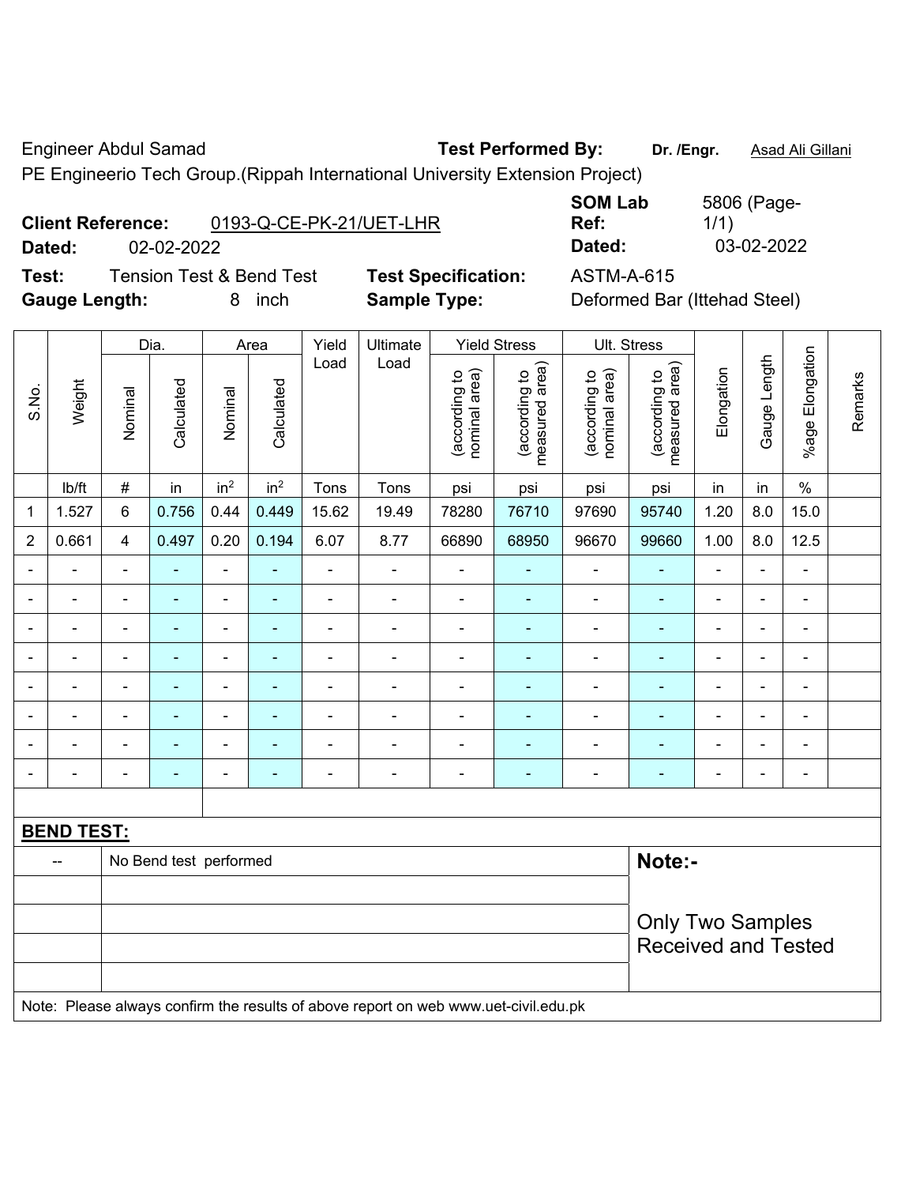Engineer Abdul Samad **Test Performed By:** **Dr. /Engr.** Asad Ali Gillani

PE Engineerio Tech Group.(Rippah International University Extension Project)

**Client Reference:** 0193-Q-CE-PK-21/UET-LHR **SOM Lab Ref:** 5806 (Page-1/1)

**Dated:** 02-02-2022 **Dated:** 03-02-2022

**Test:** Tension Test & Bend Test **Test Specification:** ASTM-A-615

**Gauge Length:** 8 inch **Sample Type:** Deformed Bar (Ittehad Steel)

| S.No. | Weight | Dia. | | Area | | Yield Load | Ultimate Load | Yield Stress | | Ult. Stress | | Elongation | Gauge Length | %age Elongation | Remarks |
|---|---|---|---|---|---|---|---|---|---|---|---|---|---|---|---|
| | | Nominal | Calculated | Nominal | Calculated | | | (according to nominal area) | (according to measured area) | (according to nominal area) | (according to measured area) | | | | |
| | lb/ft | # | in | in$^2$ | in$^2$ | Tons | Tons | psi | psi | psi | psi | in | in | % | |
| 1 | 1.527 | 6 | 0.756 | 0.44 | 0.449 | 15.62 | 19.49 | 78280 | 76710 | 97690 | 95740 | 1.20 | 8.0 | 15.0 | |
| 2 | 0.661 | 4 | 0.497 | 0.20 | 0.194 | 6.07 | 8.77 | 66890 | 68950 | 96670 | 99660 | 1.00 | 8.0 | 12.5 | |
| - | - | - | - | - | - | - | - | - | - | - | - | - | - | - | |
| - | - | - | - | - | - | - | - | - | - | - | - | - | - | - | |
| - | - | - | - | - | - | - | - | - | - | - | - | - | - | - | |
| - | - | - | - | - | - | - | - | - | - | - | - | - | - | - | |
| - | - | - | - | - | - | - | - | - | - | - | - | - | - | - | |
| - | - | - | - | - | - | - | - | - | - | - | - | - | - | - | |
| - | - | - | - | - | - | - | - | - | - | - | - | - | - | - | |
| - | - | - | - | - | - | - | - | - | - | - | - | - | - | - | |

**BEND TEST:**

| | | |
|---|---|---|
| -- | No Bend test performed | **Note:-** |
| | | Only Two Samples Received and Tested |

Note: Please always confirm the results of above report on web www.uet-civil.edu.pk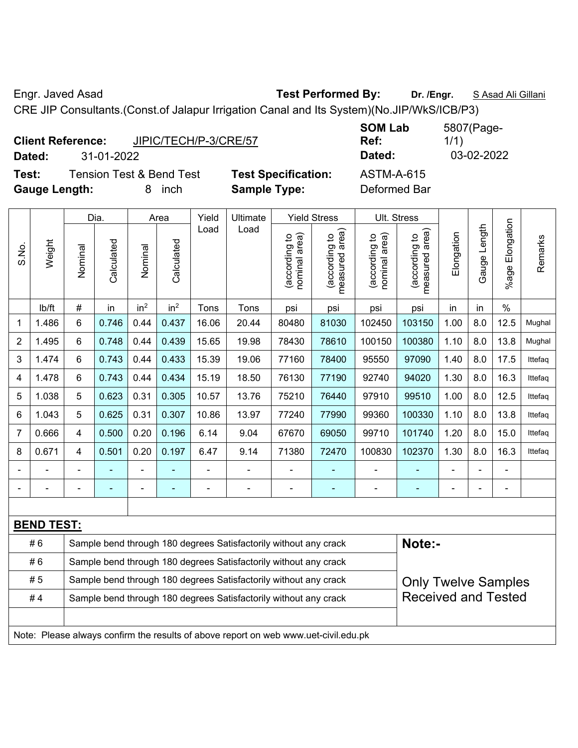Engr. Javed Asad **Test Performed By:** **Dr. /Engr.** S Asad Ali Gillani

CRE JIP Consultants.(Const.of Jalapur Irrigation Canal and Its System)(No.JIP/WkS/ICB/P3)

**Client Reference:** JIPIC/TECH/P-3/CRE/57 **SOM Lab Ref:** 5807(Page-1/1)

**Dated:** 31-01-2022 **Dated:** 03-02-2022

**Test:** Tension Test & Bend Test **Test Specification:** ASTM-A-615

**Gauge Length:** 8 inch **Sample Type:** Deformed Bar

| S.No. | Weight | Dia. | | Area | | Yield Load | Ultimate Load | Yield Stress | | Ult. Stress | | Elongation | Gauge Length | %age Elongation | Remarks |
|---|---|---|---|---|---|---|---|---|---|---|---|---|---|---|---|
| | | Nominal | Calculated | Nominal | Calculated | | | (according to nominal area) | (according to measured area) | (according to nominal area) | (according to measured area) | | | | |
| | lb/ft | # | in | in$^2$ | in$^2$ | Tons | Tons | psi | psi | psi | psi | in | in | % | |
| 1 | 1.486 | 6 | 0.746 | 0.44 | 0.437 | 16.06 | 20.44 | 80480 | 81030 | 102450 | 103150 | 1.00 | 8.0 | 12.5 | Mughal |
| 2 | 1.495 | 6 | 0.748 | 0.44 | 0.439 | 15.65 | 19.98 | 78430 | 78610 | 100150 | 100380 | 1.10 | 8.0 | 13.8 | Mughal |
| 3 | 1.474 | 6 | 0.743 | 0.44 | 0.433 | 15.39 | 19.06 | 77160 | 78400 | 95550 | 97090 | 1.40 | 8.0 | 17.5 | Ittefaq |
| 4 | 1.478 | 6 | 0.743 | 0.44 | 0.434 | 15.19 | 18.50 | 76130 | 77190 | 92740 | 94020 | 1.30 | 8.0 | 16.3 | Ittefaq |
| 5 | 1.038 | 5 | 0.623 | 0.31 | 0.305 | 10.57 | 13.76 | 75210 | 76440 | 97910 | 99510 | 1.00 | 8.0 | 12.5 | Ittefaq |
| 6 | 1.043 | 5 | 0.625 | 0.31 | 0.307 | 10.86 | 13.97 | 77240 | 77990 | 99360 | 100330 | 1.10 | 8.0 | 13.8 | Ittefaq |
| 7 | 0.666 | 4 | 0.500 | 0.20 | 0.196 | 6.14 | 9.04 | 67670 | 69050 | 99710 | 101740 | 1.20 | 8.0 | 15.0 | Ittefaq |
| 8 | 0.671 | 4 | 0.501 | 0.20 | 0.197 | 6.47 | 9.14 | 71380 | 72470 | 100830 | 102370 | 1.30 | 8.0 | 16.3 | Ittefaq |
| - | - | - | - | - | - | - | - | - | - | - | - | - | - | - | |
| - | - | - | - | - | - | - | - | - | - | - | - | - | - | - | |

**BEND TEST:**

| | | |
|---|---|---|
| # 6 | Sample bend through 180 degrees Satisfactorily without any crack | **Note:-** |
| # 6 | Sample bend through 180 degrees Satisfactorily without any crack | |
| # 5 | Sample bend through 180 degrees Satisfactorily without any crack | Only Twelve Samples Received and Tested |
| # 4 | Sample bend through 180 degrees Satisfactorily without any crack | |

Note: Please always confirm the results of above report on web www.uet-civil.edu.pk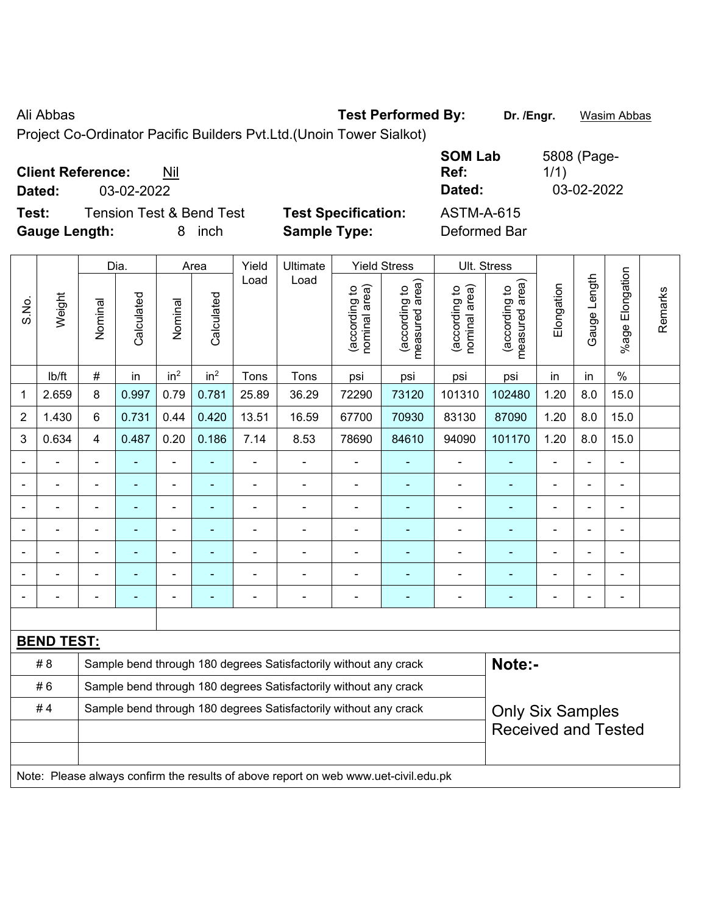Ali Abbas **Test Performed By:** **Dr. /Engr.** Wasim Abbas

Project Co-Ordinator Pacific Builders Pvt.Ltd.(Unoin Tower Sialkot)

**Client Reference:** Nil **SOM Lab Ref:** 5808 (Page-1/1)

**Dated:** 03-02-2022 **Dated:** 03-02-2022

**Test:** Tension Test & Bend Test **Test Specification:** ASTM-A-615

**Gauge Length:** 8 inch **Sample Type:** Deformed Bar

| S.No. | Weight | Dia. | | Area | | Yield Load | Ultimate Load | Yield Stress | | Ult. Stress | | Elongation | Gauge Length | %age Elongation | Remarks |
|---|---|---|---|---|---|---|---|---|---|---|---|---|---|---|---|
| | | Nominal | Calculated | Nominal | Calculated | | | (according to nominal area) | (according to measured area) | (according to nominal area) | (according to measured area) | | | | |
| | lb/ft | # | in | $in^2$ | $in^2$ | Tons | Tons | psi | psi | psi | psi | in | in | % | |
| 1 | 2.659 | 8 | 0.997 | 0.79 | 0.781 | 25.89 | 36.29 | 72290 | 73120 | 101310 | 102480 | 1.20 | 8.0 | 15.0 | |
| 2 | 1.430 | 6 | 0.731 | 0.44 | 0.420 | 13.51 | 16.59 | 67700 | 70930 | 83130 | 87090 | 1.20 | 8.0 | 15.0 | |
| 3 | 0.634 | 4 | 0.487 | 0.20 | 0.186 | 7.14 | 8.53 | 78690 | 84610 | 94090 | 101170 | 1.20 | 8.0 | 15.0 | |
| - | - | - | - | - | - | - | - | - | - | - | - | - | - | - | |
| - | - | - | - | - | - | - | - | - | - | - | - | - | - | - | |
| - | - | - | - | - | - | - | - | - | - | - | - | - | - | - | |
| - | - | - | - | - | - | - | - | - | - | - | - | - | - | - | |
| - | - | - | - | - | - | - | - | - | - | - | - | - | - | - | |
| - | - | - | - | - | - | - | - | - | - | - | - | - | - | - | |
| - | - | - | - | - | - | - | - | - | - | - | - | - | - | - | |

**BEND TEST:**

| | |
|---|---|
| # 8 | Sample bend through 180 degrees Satisfactorily without any crack |
| # 6 | Sample bend through 180 degrees Satisfactorily without any crack |
| # 4 | Sample bend through 180 degrees Satisfactorily without any crack |

**Note:-**

Only Six Samples Received and Tested

Note: Please always confirm the results of above report on web www.uet-civil.edu.pk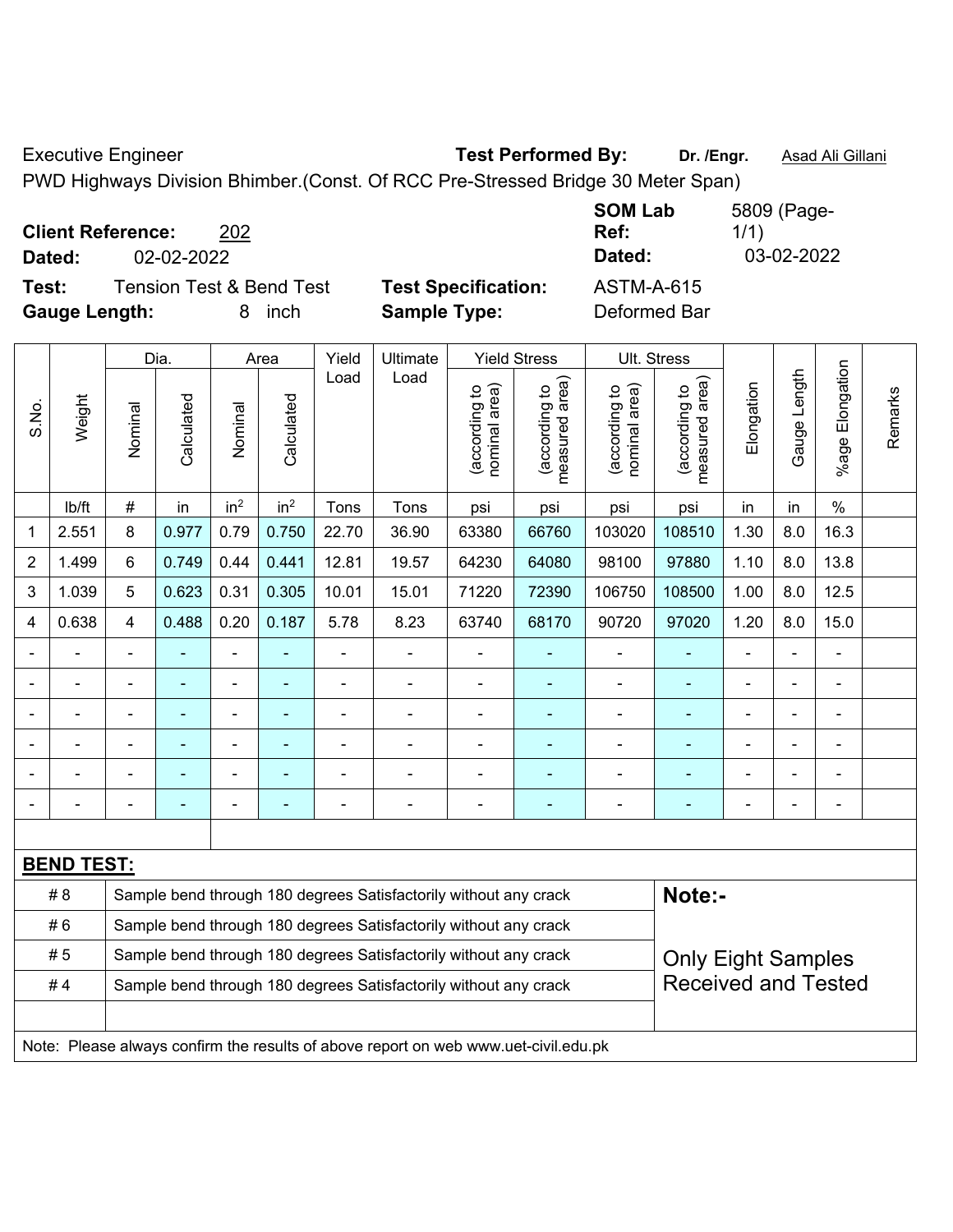Executive Engineer **Test Performed By:** **Dr. /Engr.** Asad Ali Gillani

PWD Highways Division Bhimber.(Const. Of RCC Pre-Stressed Bridge 30 Meter Span)

**Client Reference:** 202 **SOM Lab Ref:** 5809 (Page-1/1)

**Dated:** 02-02-2022 **Dated:** 03-02-2022

**Test:** Tension Test & Bend Test **Test Specification:** ASTM-A-615

**Gauge Length:** 8 inch **Sample Type:** Deformed Bar

| S.No. | Weight | Dia. | | Area | | Yield Load | Ultimate Load | Yield Stress | | Ult. Stress | | Elongation | Gauge Length | %age Elongation | Remarks |
|---|---|---|---|---|---|---|---|---|---|---|---|---|---|---|---|
| | | Nominal | Calculated | Nominal | Calculated | | | (according to nominal area) | (according to measured area) | (according to nominal area) | (according to measured area) | | | | |
| | lb/ft | # | in | in$^2$ | in$^2$ | Tons | Tons | psi | psi | psi | psi | in | in | % | |
| 1 | 2.551 | 8 | 0.977 | 0.79 | 0.750 | 22.70 | 36.90 | 63380 | 66760 | 103020 | 108510 | 1.30 | 8.0 | 16.3 | |
| 2 | 1.499 | 6 | 0.749 | 0.44 | 0.441 | 12.81 | 19.57 | 64230 | 64080 | 98100 | 97880 | 1.10 | 8.0 | 13.8 | |
| 3 | 1.039 | 5 | 0.623 | 0.31 | 0.305 | 10.01 | 15.01 | 71220 | 72390 | 106750 | 108500 | 1.00 | 8.0 | 12.5 | |
| 4 | 0.638 | 4 | 0.488 | 0.20 | 0.187 | 5.78 | 8.23 | 63740 | 68170 | 90720 | 97020 | 1.20 | 8.0 | 15.0 | |
| - | - | - | - | - | - | - | - | - | - | - | - | - | - | - | |
| - | - | - | - | - | - | - | - | - | - | - | - | - | - | - | |
| - | - | - | - | - | - | - | - | - | - | - | - | - | - | - | |
| - | - | - | - | - | - | - | - | - | - | - | - | - | - | - | |
| - | - | - | - | - | - | - | - | - | - | - | - | - | - | - | |
| - | - | - | - | - | - | - | - | - | - | - | - | - | - | - | |

**BEND TEST:**

| | | |
|---|---|---|
| # 8 | Sample bend through 180 degrees Satisfactorily without any crack | **Note:-** |
| # 6 | Sample bend through 180 degrees Satisfactorily without any crack | |
| # 5 | Sample bend through 180 degrees Satisfactorily without any crack | Only Eight Samples Received and Tested |
| # 4 | Sample bend through 180 degrees Satisfactorily without any crack | |

Note: Please always confirm the results of above report on web www.uet-civil.edu.pk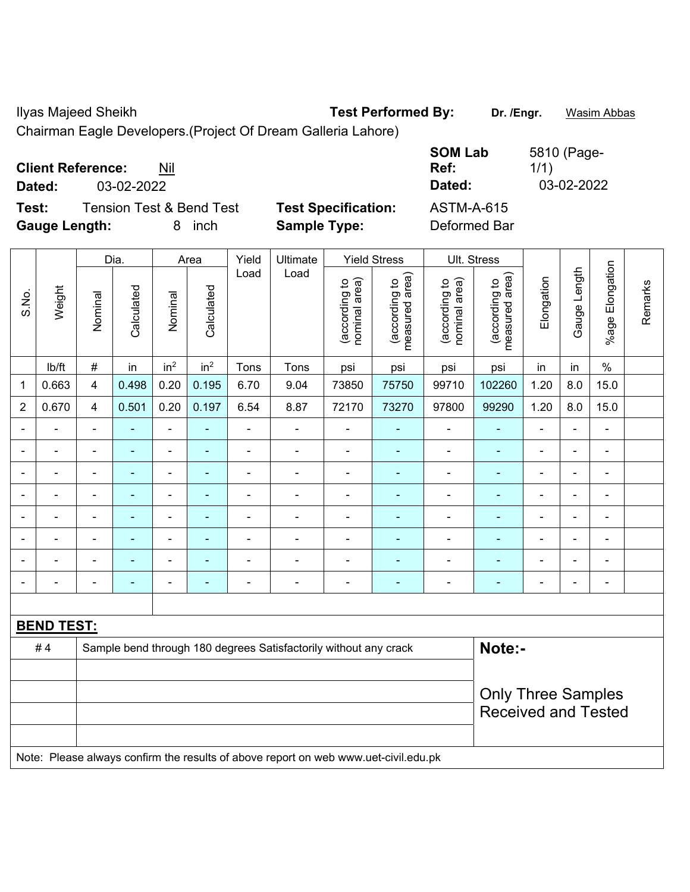Ilyas Majeed Sheikh

Chairman Eagle Developers.(Project Of Dream Galleria Lahore)

**Test Performed By:** **Dr. /Engr.** Wasim Abbas

**Client Reference:** Nil

**Dated:** 03-02-2022

**SOM Lab Ref:** 5810 (Page-1/1)

**Dated:** 03-02-2022

**Test:** Tension Test & Bend Test

**Test Specification:** ASTM-A-615

**Gauge Length:** 8 inch

**Sample Type:** Deformed Bar

| S.No. | Weight | Dia. | | Area | | Yield Load | Ultimate Load | Yield Stress | | Ult. Stress | | Elongation | Gauge Length | %age Elongation | Remarks |
|---|---|---|---|---|---|---|---|---|---|---|---|---|---|---|---|
| | | Nominal | Calculated | Nominal | Calculated | | | (according to nominal area) | (according to measured area) | (according to nominal area) | (according to measured area) | | | | |
| | lb/ft | # | in | $in^2$ | $in^2$ | Tons | Tons | psi | psi | psi | psi | in | in | % | |
| 1 | 0.663 | 4 | 0.498 | 0.20 | 0.195 | 6.70 | 9.04 | 73850 | 75750 | 99710 | 102260 | 1.20 | 8.0 | 15.0 | |
| 2 | 0.670 | 4 | 0.501 | 0.20 | 0.197 | 6.54 | 8.87 | 72170 | 73270 | 97800 | 99290 | 1.20 | 8.0 | 15.0 | |
| - | - | - | - | - | - | - | - | - | - | - | - | - | - | - | |
| - | - | - | - | - | - | - | - | - | - | - | - | - | - | - | |
| - | - | - | - | - | - | - | - | - | - | - | - | - | - | - | |
| - | - | - | - | - | - | - | - | - | - | - | - | - | - | - | |
| - | - | - | - | - | - | - | - | - | - | - | - | - | - | - | |
| - | - | - | - | - | - | - | - | - | - | - | - | - | - | - | |
| - | - | - | - | - | - | - | - | - | - | - | - | - | - | - | |
| - | - | - | - | - | - | - | - | - | - | - | - | - | - | - | |

**BEND TEST:**

| | | |
|---|---|---|
| # 4 | Sample bend through 180 degrees Satisfactorily without any crack | **Note:-** Only Three Samples Received and Tested |

Note: Please always confirm the results of above report on web www.uet-civil.edu.pk